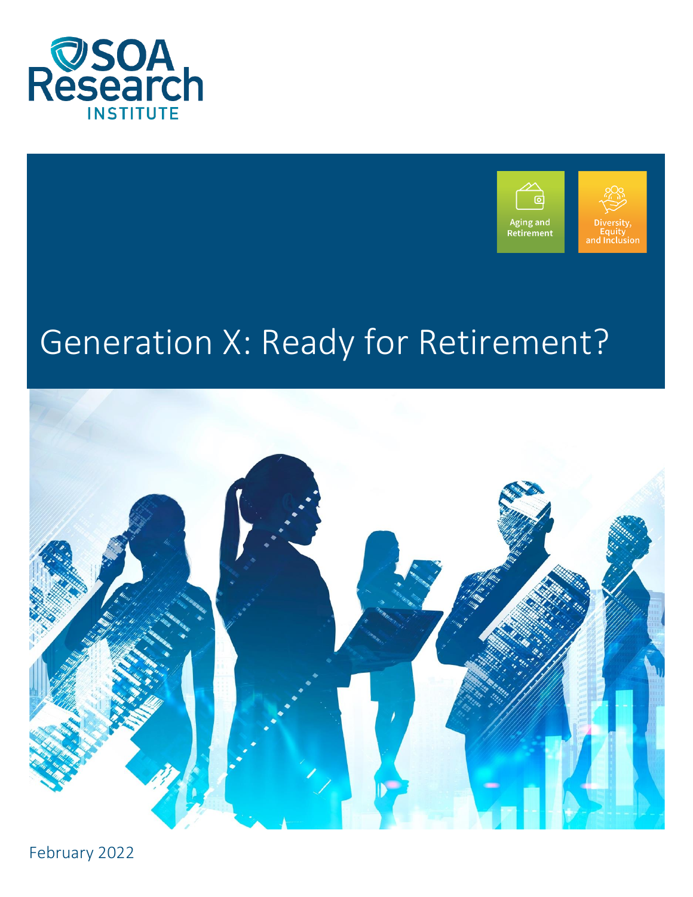SOA Research INSTITUTE

Aging and Retirement

Diversity, Equity and Inclusion

# Generation X: Ready for Retirement?

February 2022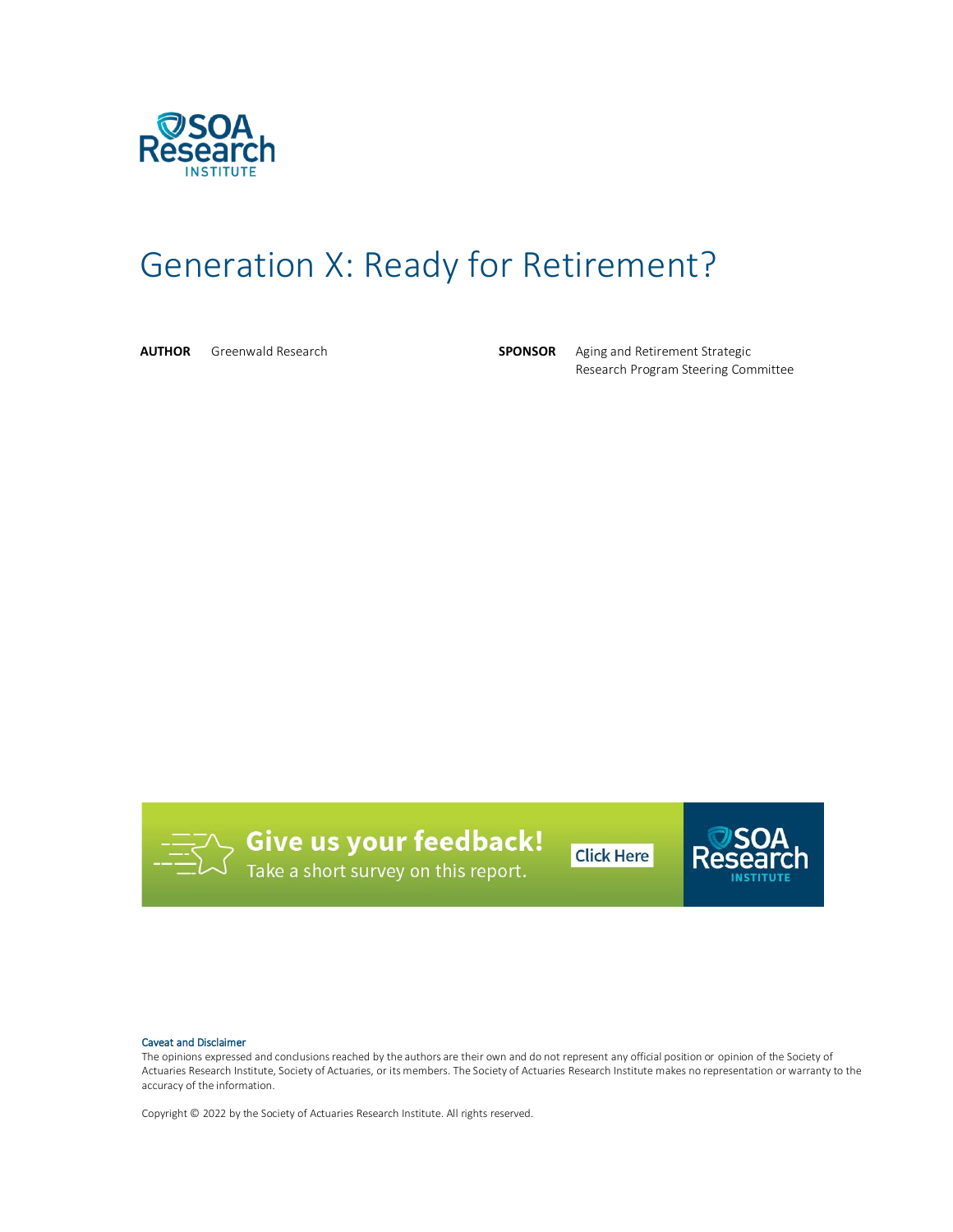# Generation X: Ready for Retirement?

**AUTHOR** Greenwald Research

**SPONSOR** Aging and Retirement Strategic Research Program Steering Committee

**Give us your feedback!**
Take a short survey on this report.
Click Here

**Caveat and Disclaimer**
The opinions expressed and conclusions reached by the authors are their own and do not represent any official position or opinion of the Society of Actuaries Research Institute, Society of Actuaries, or its members. The Society of Actuaries Research Institute makes no representation or warranty to the accuracy of the information.

Copyright © 2022 by the Society of Actuaries Research Institute. All rights reserved.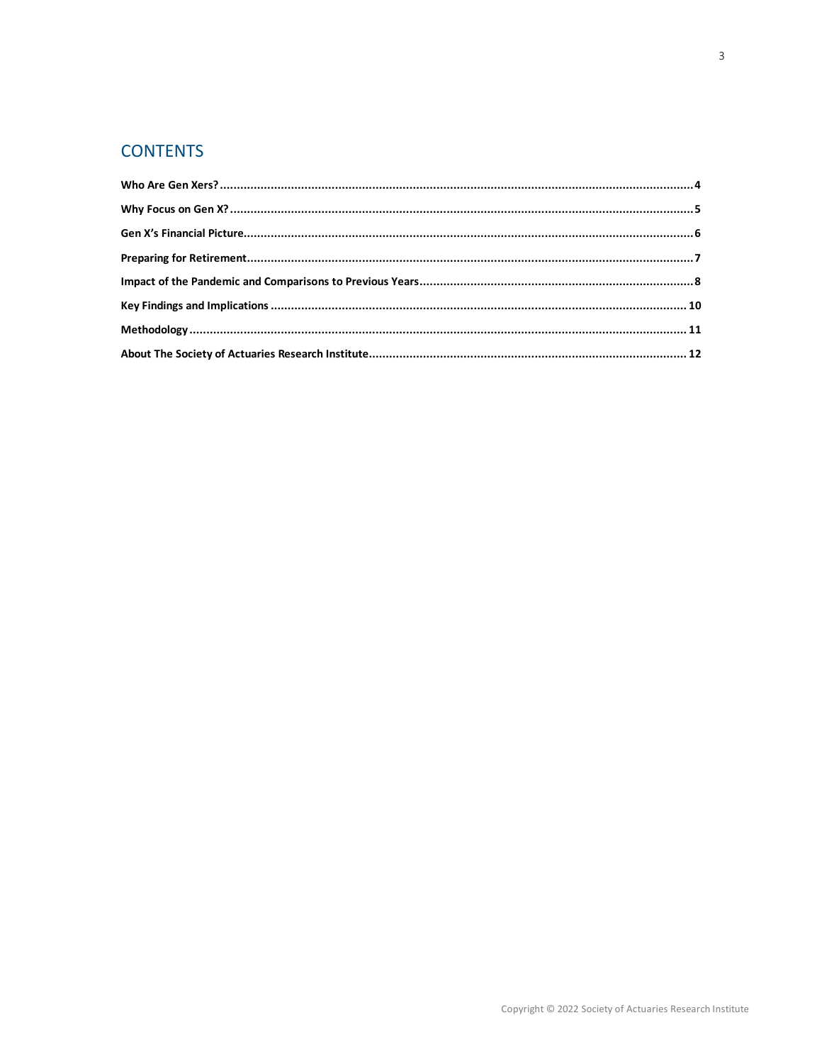# CONTENTS

**Who Are Gen Xers?** .......... 4

**Why Focus on Gen X?** .......... 5

**Gen X's Financial Picture** .......... 6

**Preparing for Retirement** .......... 7

**Impact of the Pandemic and Comparisons to Previous Years** .......... 8

**Key Findings and Implications** .......... 10

**Methodology** .......... 11

**About The Society of Actuaries Research Institute** .......... 12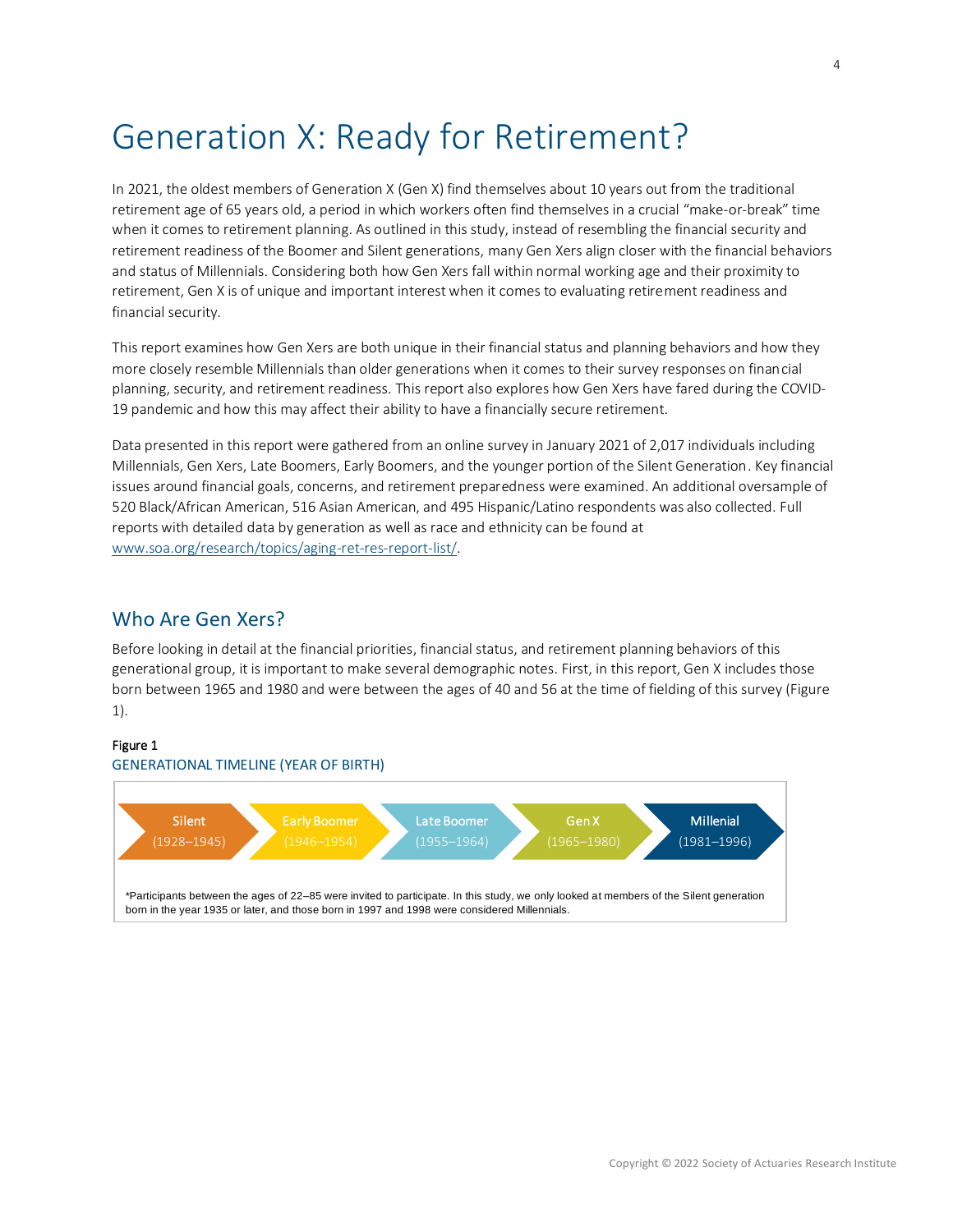# Generation X: Ready for Retirement?

In 2021, the oldest members of Generation X (Gen X) find themselves about 10 years out from the traditional retirement age of 65 years old, a period in which workers often find themselves in a crucial "make-or-break" time when it comes to retirement planning. As outlined in this study, instead of resembling the financial security and retirement readiness of the Boomer and Silent generations, many Gen Xers align closer with the financial behaviors and status of Millennials. Considering both how Gen Xers fall within normal working age and their proximity to retirement, Gen X is of unique and important interest when it comes to evaluating retirement readiness and financial security.

This report examines how Gen Xers are both unique in their financial status and planning behaviors and how they more closely resemble Millennials than older generations when it comes to their survey responses on financial planning, security, and retirement readiness. This report also explores how Gen Xers have fared during the COVID-19 pandemic and how this may affect their ability to have a financially secure retirement.

Data presented in this report were gathered from an online survey in January 2021 of 2,017 individuals including Millennials, Gen Xers, Late Boomers, Early Boomers, and the younger portion of the Silent Generation. Key financial issues around financial goals, concerns, and retirement preparedness were examined. An additional oversample of 520 Black/African American, 516 Asian American, and 495 Hispanic/Latino respondents was also collected. Full reports with detailed data by generation as well as race and ethnicity can be found at www.soa.org/research/topics/aging-ret-res-report-list/.

## Who Are Gen Xers?

Before looking in detail at the financial priorities, financial status, and retirement planning behaviors of this generational group, it is important to make several demographic notes. First, in this report, Gen X includes those born between 1965 and 1980 and were between the ages of 40 and 56 at the time of fielding of this survey (Figure 1).

Figure 1

GENERATIONAL TIMELINE (YEAR OF BIRTH)

| Silent | Early Boomer | Late Boomer | Gen X | Millenial |
|---|---|---|---|---|
| (1928–1945) | (1946–1954) | (1955–1964) | (1965–1980) | (1981–1996) |

*Participants between the ages of 22–85 were invited to participate. In this study, we only looked at members of the Silent generation born in the year 1935 or later, and those born in 1997 and 1998 were considered Millennials.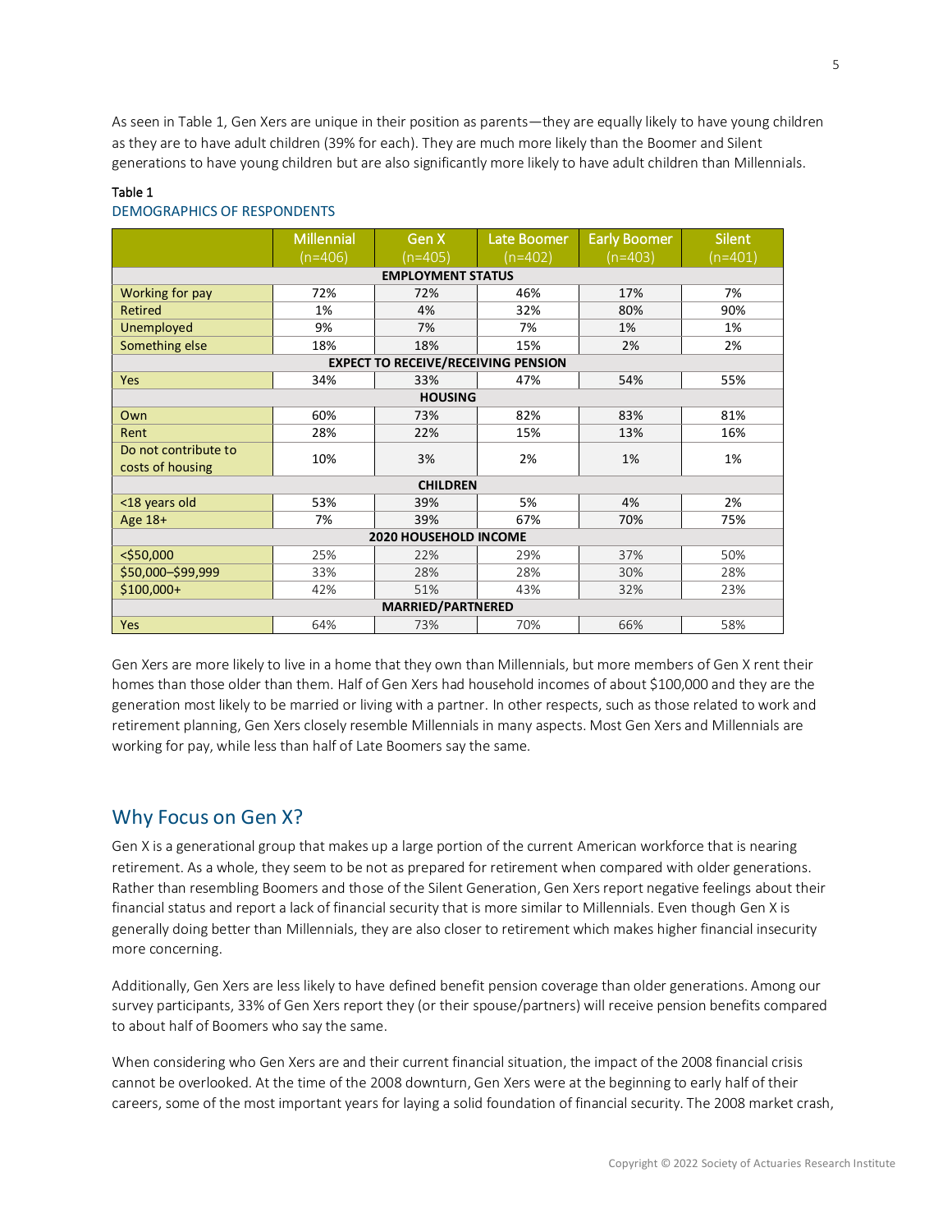As seen in Table 1, Gen Xers are unique in their position as parents—they are equally likely to have young children as they are to have adult children (39% for each). They are much more likely than the Boomer and Silent generations to have young children but are also significantly more likely to have adult children than Millennials.

Table 1

DEMOGRAPHICS OF RESPONDENTS

| | Millennial (n=406) | Gen X (n=405) | Late Boomer (n=402) | Early Boomer (n=403) | Silent (n=401) |
|---|---|---|---|---|---|
| **EMPLOYMENT STATUS** | | | | | |
| Working for pay | 72% | 72% | 46% | 17% | 7% |
| Retired | 1% | 4% | 32% | 80% | 90% |
| Unemployed | 9% | 7% | 7% | 1% | 1% |
| Something else | 18% | 18% | 15% | 2% | 2% |
| **EXPECT TO RECEIVE/RECEIVING PENSION** | | | | | |
| Yes | 34% | 33% | 47% | 54% | 55% |
| **HOUSING** | | | | | |
| Own | 60% | 73% | 82% | 83% | 81% |
| Rent | 28% | 22% | 15% | 13% | 16% |
| Do not contribute to costs of housing | 10% | 3% | 2% | 1% | 1% |
| **CHILDREN** | | | | | |
| <18 years old | 53% | 39% | 5% | 4% | 2% |
| Age 18+ | 7% | 39% | 67% | 70% | 75% |
| **2020 HOUSEHOLD INCOME** | | | | | |
| <$50,000 | 25% | 22% | 29% | 37% | 50% |
| $50,000–$99,999 | 33% | 28% | 28% | 30% | 28% |
| $100,000+ | 42% | 51% | 43% | 32% | 23% |
| **MARRIED/PARTNERED** | | | | | |
| Yes | 64% | 73% | 70% | 66% | 58% |

Gen Xers are more likely to live in a home that they own than Millennials, but more members of Gen X rent their homes than those older than them. Half of Gen Xers had household incomes of about $100,000 and they are the generation most likely to be married or living with a partner. In other respects, such as those related to work and retirement planning, Gen Xers closely resemble Millennials in many aspects. Most Gen Xers and Millennials are working for pay, while less than half of Late Boomers say the same.

## Why Focus on Gen X?

Gen X is a generational group that makes up a large portion of the current American workforce that is nearing retirement. As a whole, they seem to be not as prepared for retirement when compared with older generations. Rather than resembling Boomers and those of the Silent Generation, Gen Xers report negative feelings about their financial status and report a lack of financial security that is more similar to Millennials. Even though Gen X is generally doing better than Millennials, they are also closer to retirement which makes higher financial insecurity more concerning.

Additionally, Gen Xers are less likely to have defined benefit pension coverage than older generations. Among our survey participants, 33% of Gen Xers report they (or their spouse/partners) will receive pension benefits compared to about half of Boomers who say the same.

When considering who Gen Xers are and their current financial situation, the impact of the 2008 financial crisis cannot be overlooked. At the time of the 2008 downturn, Gen Xers were at the beginning to early half of their careers, some of the most important years for laying a solid foundation of financial security. The 2008 market crash,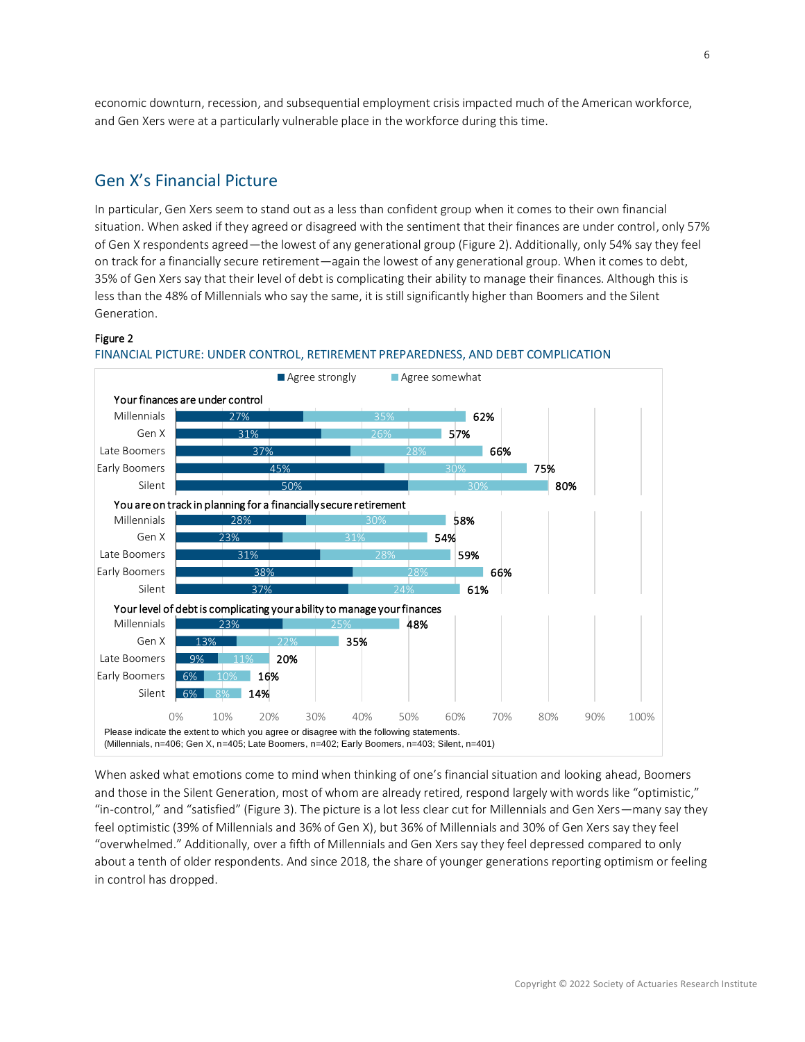economic downturn, recession, and subsequential employment crisis impacted much of the American workforce, and Gen Xers were at a particularly vulnerable place in the workforce during this time.

## Gen X's Financial Picture

In particular, Gen Xers seem to stand out as a less than confident group when it comes to their own financial situation. When asked if they agreed or disagreed with the sentiment that their finances are under control, only 57% of Gen X respondents agreed—the lowest of any generational group (Figure 2). Additionally, only 54% say they feel on track for a financially secure retirement—again the lowest of any generational group. When it comes to debt, 35% of Gen Xers say that their level of debt is complicating their ability to manage their finances. Although this is less than the 48% of Millennials who say the same, it is still significantly higher than Boomers and the Silent Generation.

Figure 2

FINANCIAL PICTURE: UNDER CONTROL, RETIREMENT PREPAREDNESS, AND DEBT COMPLICATION

| Statement | Generation | Agree strongly | Agree somewhat | Total |
|---|---|---|---|---|
| Your finances are under control | Millennials | 27% | 35% | 62% |
| | Gen X | 31% | 26% | 57% |
| | Late Boomers | 37% | 28% | 66% |
| | Early Boomers | 45% | 30% | 75% |
| | Silent | 50% | 30% | 80% |
| You are on track in planning for a financially secure retirement | Millennials | 28% | 30% | 58% |
| | Gen X | 23% | 31% | 54% |
| | Late Boomers | 31% | 28% | 59% |
| | Early Boomers | 38% | 28% | 66% |
| | Silent | 37% | 24% | 61% |
| Your level of debt is complicating your ability to manage your finances | Millennials | 23% | 25% | 48% |
| | Gen X | 13% | 22% | 35% |
| | Late Boomers | 9% | 11% | 20% |
| | Early Boomers | 6% | 10% | 16% |
| | Silent | 6% | 8% | 14% |

Please indicate the extent to which you agree or disagree with the following statements.
(Millennials, n=406; Gen X, n=405; Late Boomers, n=402; Early Boomers, n=403; Silent, n=401)

When asked what emotions come to mind when thinking of one's financial situation and looking ahead, Boomers and those in the Silent Generation, most of whom are already retired, respond largely with words like "optimistic," "in-control," and "satisfied" (Figure 3). The picture is a lot less clear cut for Millennials and Gen Xers—many say they feel optimistic (39% of Millennials and 36% of Gen X), but 36% of Millennials and 30% of Gen Xers say they feel "overwhelmed." Additionally, over a fifth of Millennials and Gen Xers say they feel depressed compared to only about a tenth of older respondents. And since 2018, the share of younger generations reporting optimism or feeling in control has dropped.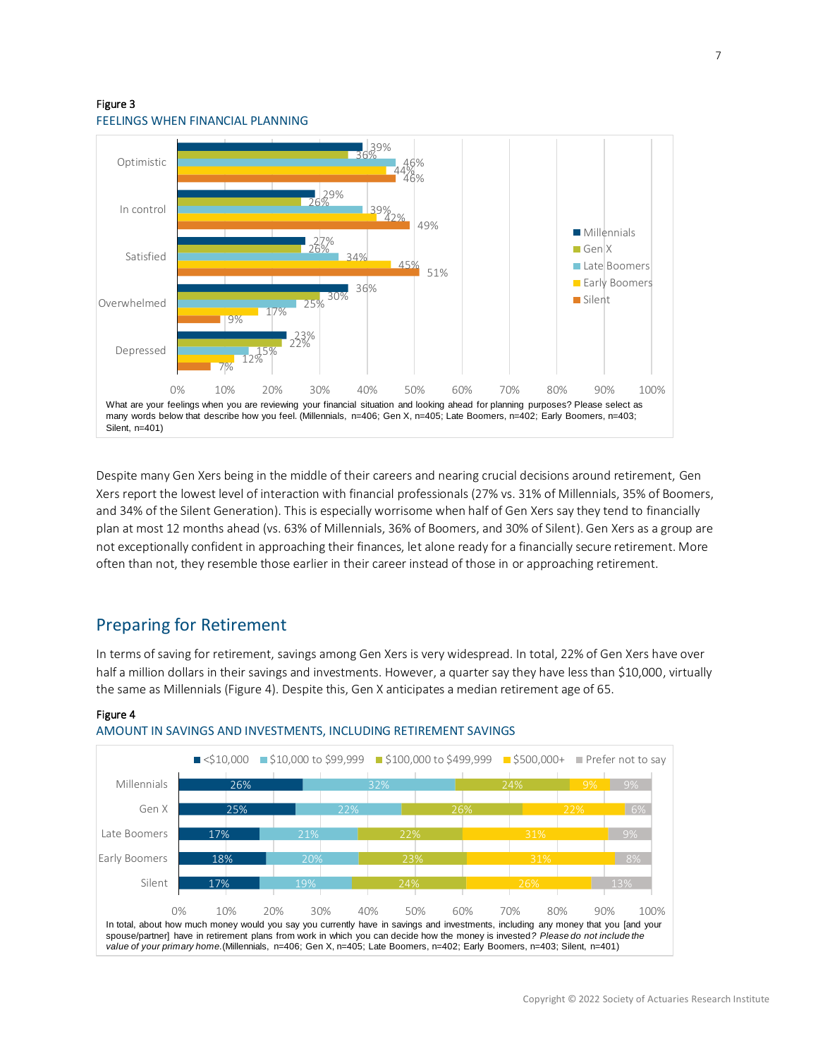Figure 3

FEELINGS WHEN FINANCIAL PLANNING

| | Millennials | Gen X | Late Boomers | Early Boomers | Silent |
|---|---|---|---|---|---|
| Optimistic | 39% | 36% | 46% | 44% | 46% |
| In control | 29% | 26% | 39% | 42% | 49% |
| Satisfied | 27% | 26% | 34% | 45% | 51% |
| Overwhelmed | 36% | 30% | 25% | 17% | 9% |
| Depressed | 23% | 22% | 15% | 12% | 7% |

What are your feelings when you are reviewing your financial situation and looking ahead for planning purposes? Please select as many words below that describe how you feel. (Millennials, n=406; Gen X, n=405; Late Boomers, n=402; Early Boomers, n=403; Silent, n=401)

Despite many Gen Xers being in the middle of their careers and nearing crucial decisions around retirement, Gen Xers report the lowest level of interaction with financial professionals (27% vs. 31% of Millennials, 35% of Boomers, and 34% of the Silent Generation). This is especially worrisome when half of Gen Xers say they tend to financially plan at most 12 months ahead (vs. 63% of Millennials, 36% of Boomers, and 30% of Silent). Gen Xers as a group are not exceptionally confident in approaching their finances, let alone ready for a financially secure retirement. More often than not, they resemble those earlier in their career instead of those in or approaching retirement.

## Preparing for Retirement

In terms of saving for retirement, savings among Gen Xers is very widespread. In total, 22% of Gen Xers have over half a million dollars in their savings and investments. However, a quarter say they have less than $10,000, virtually the same as Millennials (Figure 4). Despite this, Gen X anticipates a median retirement age of 65.

Figure 4

AMOUNT IN SAVINGS AND INVESTMENTS, INCLUDING RETIREMENT SAVINGS

| | <$10,000 | $10,000 to $99,999 | $100,000 to $499,999 | $500,000+ | Prefer not to say |
|---|---|---|---|---|---|
| Millennials | 26% | 32% | 24% | 9% | 9% |
| Gen X | 25% | 22% | 26% | 22% | 6% |
| Late Boomers | 17% | 21% | 22% | 31% | 9% |
| Early Boomers | 18% | 20% | 23% | 31% | 8% |
| Silent | 17% | 19% | 24% | 26% | 13% |

In total, about how much money would you say you currently have in savings and investments, including any money that you [and your spouse/partner] have in retirement plans from work in which you can decide how the money is invested? *Please do not include the value of your primary home.* (Millennials, n=406; Gen X, n=405; Late Boomers, n=402; Early Boomers, n=403; Silent, n=401)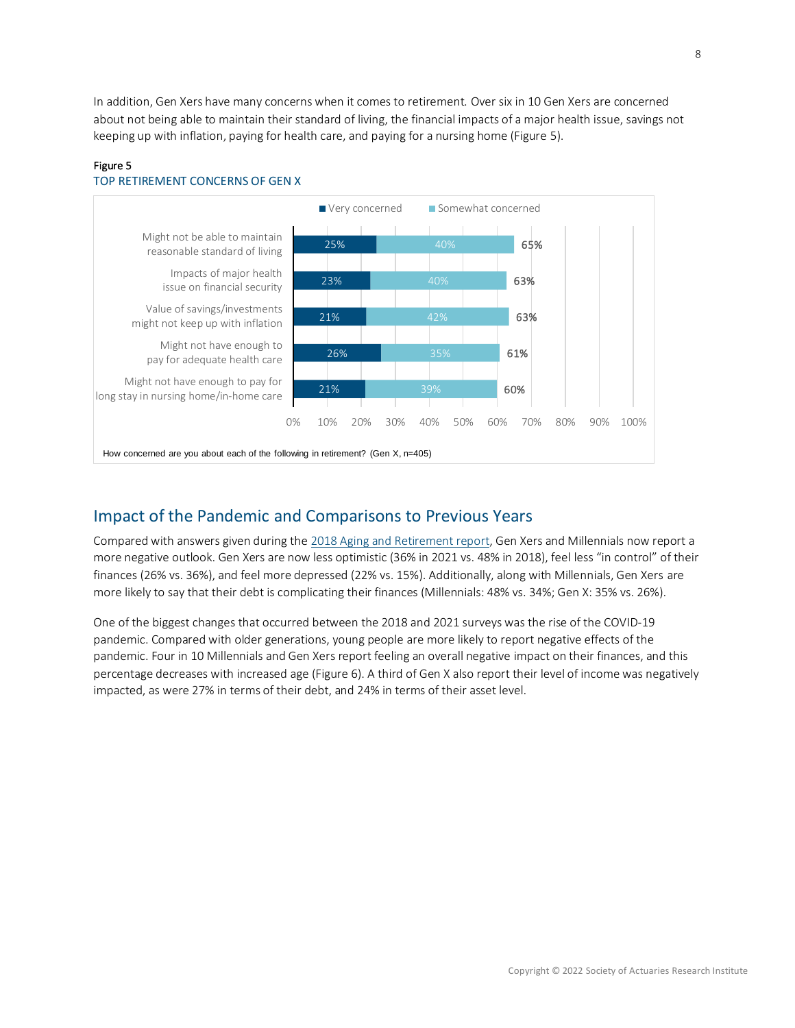In addition, Gen Xers have many concerns when it comes to retirement. Over six in 10 Gen Xers are concerned about not being able to maintain their standard of living, the financial impacts of a major health issue, savings not keeping up with inflation, paying for health care, and paying for a nursing home (Figure 5).

Figure 5
TOP RETIREMENT CONCERNS OF GEN X

| | Very concerned | Somewhat concerned | Total |
|---|---|---|---|
| Might not be able to maintain reasonable standard of living | 25% | 40% | 65% |
| Impacts of major health issue on financial security | 23% | 40% | 63% |
| Value of savings/investments might not keep up with inflation | 21% | 42% | 63% |
| Might not have enough to pay for adequate health care | 26% | 35% | 61% |
| Might not have enough to pay for long stay in nursing home/in-home care | 21% | 39% | 60% |

How concerned are you about each of the following in retirement? (Gen X, n=405)

## Impact of the Pandemic and Comparisons to Previous Years

Compared with answers given during the 2018 Aging and Retirement report, Gen Xers and Millennials now report a more negative outlook. Gen Xers are now less optimistic (36% in 2021 vs. 48% in 2018), feel less "in control" of their finances (26% vs. 36%), and feel more depressed (22% vs. 15%). Additionally, along with Millennials, Gen Xers are more likely to say that their debt is complicating their finances (Millennials: 48% vs. 34%; Gen X: 35% vs. 26%).

One of the biggest changes that occurred between the 2018 and 2021 surveys was the rise of the COVID-19 pandemic. Compared with older generations, young people are more likely to report negative effects of the pandemic. Four in 10 Millennials and Gen Xers report feeling an overall negative impact on their finances, and this percentage decreases with increased age (Figure 6). A third of Gen X also report their level of income was negatively impacted, as were 27% in terms of their debt, and 24% in terms of their asset level.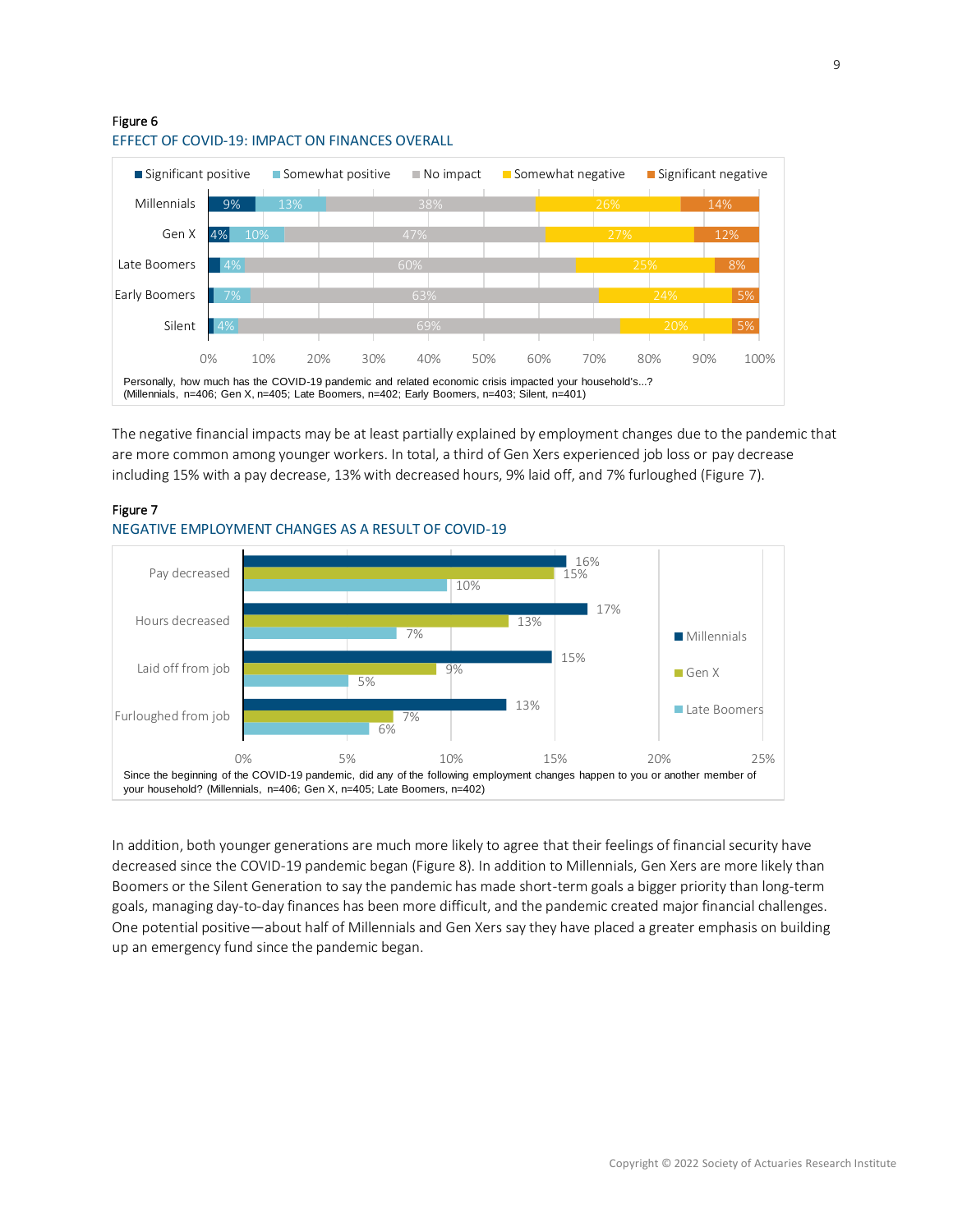Figure 6

EFFECT OF COVID-19: IMPACT ON FINANCES OVERALL

| | Significant positive | Somewhat positive | No impact | Somewhat negative | Significant negative |
|---|---|---|---|---|---|
| Millennials | 9% | 13% | 38% | 26% | 14% |
| Gen X | 4% | 10% | 47% | 27% | 12% |
| Late Boomers | | 4% | 60% | 25% | 8% |
| Early Boomers | | 7% | 63% | 24% | 5% |
| Silent | | 4% | 69% | 20% | 5% |

Personally, how much has the COVID-19 pandemic and related economic crisis impacted your household's...? (Millennials, n=406; Gen X, n=405; Late Boomers, n=402; Early Boomers, n=403; Silent, n=401)

The negative financial impacts may be at least partially explained by employment changes due to the pandemic that are more common among younger workers. In total, a third of Gen Xers experienced job loss or pay decrease including 15% with a pay decrease, 13% with decreased hours, 9% laid off, and 7% furloughed (Figure 7).

Figure 7

NEGATIVE EMPLOYMENT CHANGES AS A RESULT OF COVID-19

| | Millennials | Gen X | Late Boomers |
|---|---|---|---|
| Pay decreased | 16% | 15% | 10% |
| Hours decreased | 17% | 13% | 7% |
| Laid off from job | 15% | 9% | 5% |
| Furloughed from job | 13% | 7% | 6% |

Since the beginning of the COVID-19 pandemic, did any of the following employment changes happen to you or another member of your household? (Millennials, n=406; Gen X, n=405; Late Boomers, n=402)

In addition, both younger generations are much more likely to agree that their feelings of financial security have decreased since the COVID-19 pandemic began (Figure 8). In addition to Millennials, Gen Xers are more likely than Boomers or the Silent Generation to say the pandemic has made short-term goals a bigger priority than long-term goals, managing day-to-day finances has been more difficult, and the pandemic created major financial challenges. One potential positive—about half of Millennials and Gen Xers say they have placed a greater emphasis on building up an emergency fund since the pandemic began.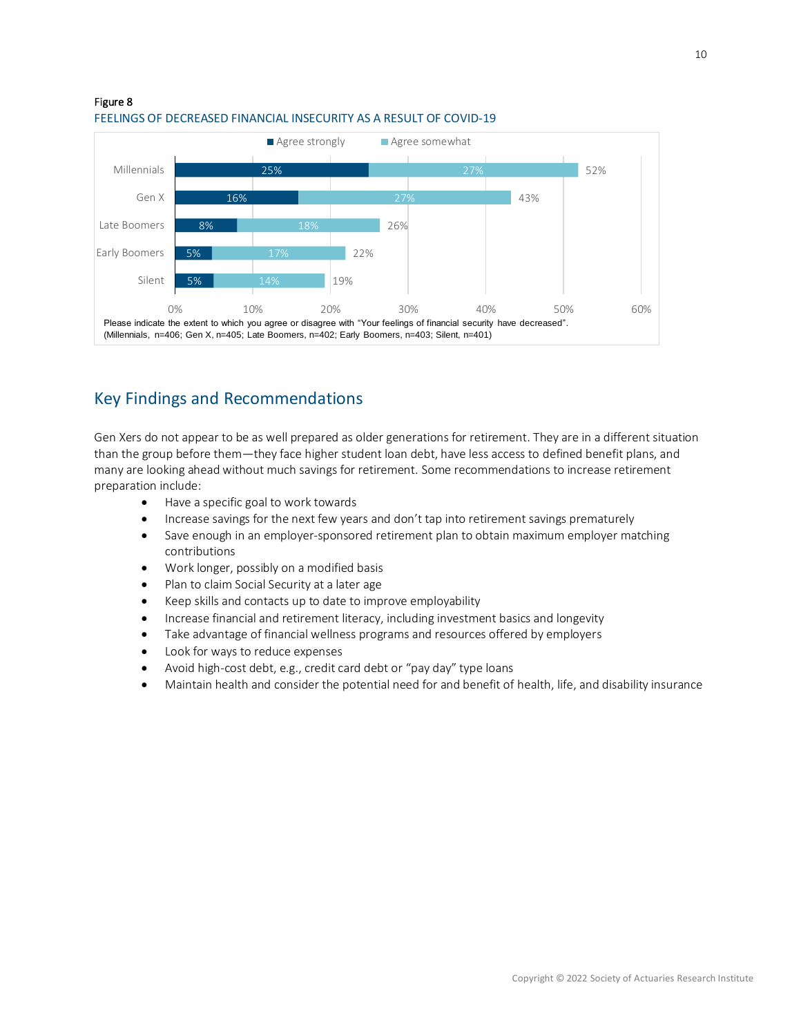Figure 8

FEELINGS OF DECREASED FINANCIAL INSECURITY AS A RESULT OF COVID-19

| | Agree strongly | Agree somewhat | Total |
|---|---|---|---|
| Millennials | 25% | 27% | 52% |
| Gen X | 16% | 27% | 43% |
| Late Boomers | 8% | 18% | 26% |
| Early Boomers | 5% | 17% | 22% |
| Silent | 5% | 14% | 19% |

Please indicate the extent to which you agree or disagree with "Your feelings of financial security have decreased". (Millennials, n=406; Gen X, n=405; Late Boomers, n=402; Early Boomers, n=403; Silent, n=401)

## Key Findings and Recommendations

Gen Xers do not appear to be as well prepared as older generations for retirement. They are in a different situation than the group before them—they face higher student loan debt, have less access to defined benefit plans, and many are looking ahead without much savings for retirement. Some recommendations to increase retirement preparation include:

- Have a specific goal to work towards
- Increase savings for the next few years and don't tap into retirement savings prematurely
- Save enough in an employer-sponsored retirement plan to obtain maximum employer matching contributions
- Work longer, possibly on a modified basis
- Plan to claim Social Security at a later age
- Keep skills and contacts up to date to improve employability
- Increase financial and retirement literacy, including investment basics and longevity
- Take advantage of financial wellness programs and resources offered by employers
- Look for ways to reduce expenses
- Avoid high-cost debt, e.g., credit card debt or "pay day" type loans
- Maintain health and consider the potential need for and benefit of health, life, and disability insurance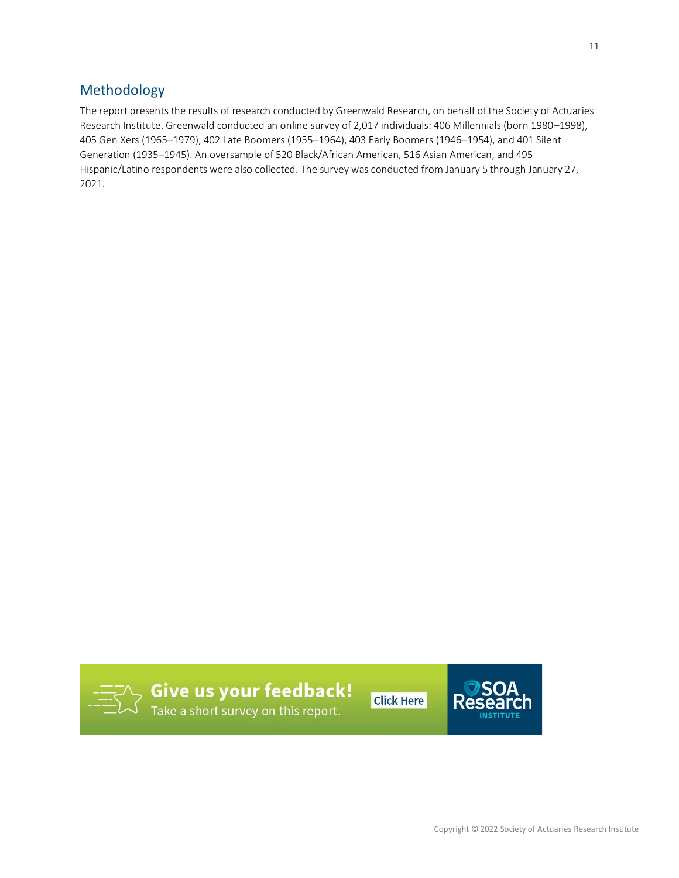## Methodology

The report presents the results of research conducted by Greenwald Research, on behalf of the Society of Actuaries Research Institute. Greenwald conducted an online survey of 2,017 individuals: 406 Millennials (born 1980–1998), 405 Gen Xers (1965–1979), 402 Late Boomers (1955–1964), 403 Early Boomers (1946–1954), and 401 Silent Generation (1935–1945). An oversample of 520 Black/African American, 516 Asian American, and 495 Hispanic/Latino respondents were also collected. The survey was conducted from January 5 through January 27, 2021.

**Give us your feedback!** Take a short survey on this report. Click Here

SOA Research INSTITUTE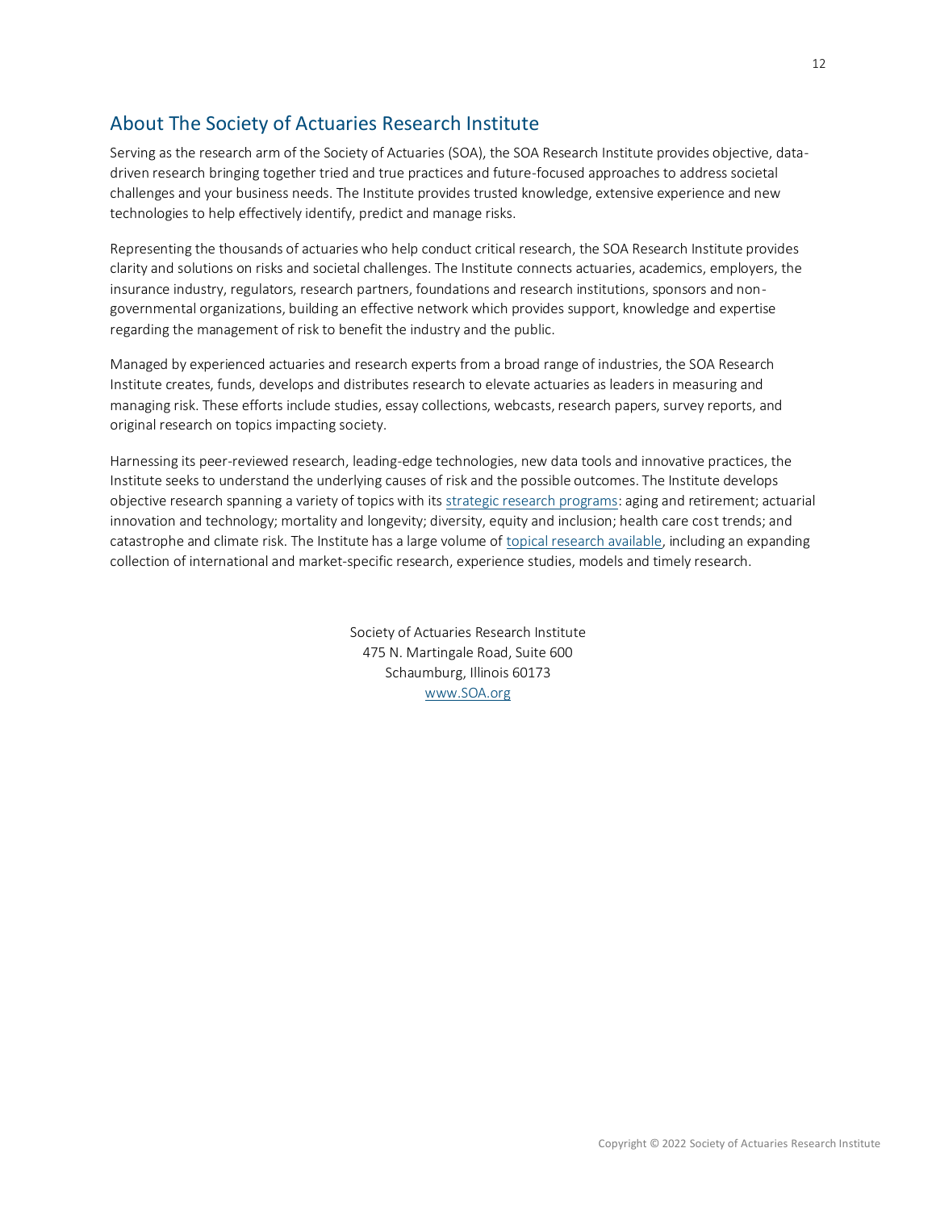## About The Society of Actuaries Research Institute

Serving as the research arm of the Society of Actuaries (SOA), the SOA Research Institute provides objective, data-driven research bringing together tried and true practices and future-focused approaches to address societal challenges and your business needs. The Institute provides trusted knowledge, extensive experience and new technologies to help effectively identify, predict and manage risks.

Representing the thousands of actuaries who help conduct critical research, the SOA Research Institute provides clarity and solutions on risks and societal challenges. The Institute connects actuaries, academics, employers, the insurance industry, regulators, research partners, foundations and research institutions, sponsors and non-governmental organizations, building an effective network which provides support, knowledge and expertise regarding the management of risk to benefit the industry and the public.

Managed by experienced actuaries and research experts from a broad range of industries, the SOA Research Institute creates, funds, develops and distributes research to elevate actuaries as leaders in measuring and managing risk. These efforts include studies, essay collections, webcasts, research papers, survey reports, and original research on topics impacting society.

Harnessing its peer-reviewed research, leading-edge technologies, new data tools and innovative practices, the Institute seeks to understand the underlying causes of risk and the possible outcomes. The Institute develops objective research spanning a variety of topics with its strategic research programs: aging and retirement; actuarial innovation and technology; mortality and longevity; diversity, equity and inclusion; health care cost trends; and catastrophe and climate risk. The Institute has a large volume of topical research available, including an expanding collection of international and market-specific research, experience studies, models and timely research.

Society of Actuaries Research Institute
475 N. Martingale Road, Suite 600
Schaumburg, Illinois 60173
www.SOA.org

Copyright © 2022 Society of Actuaries Research Institute